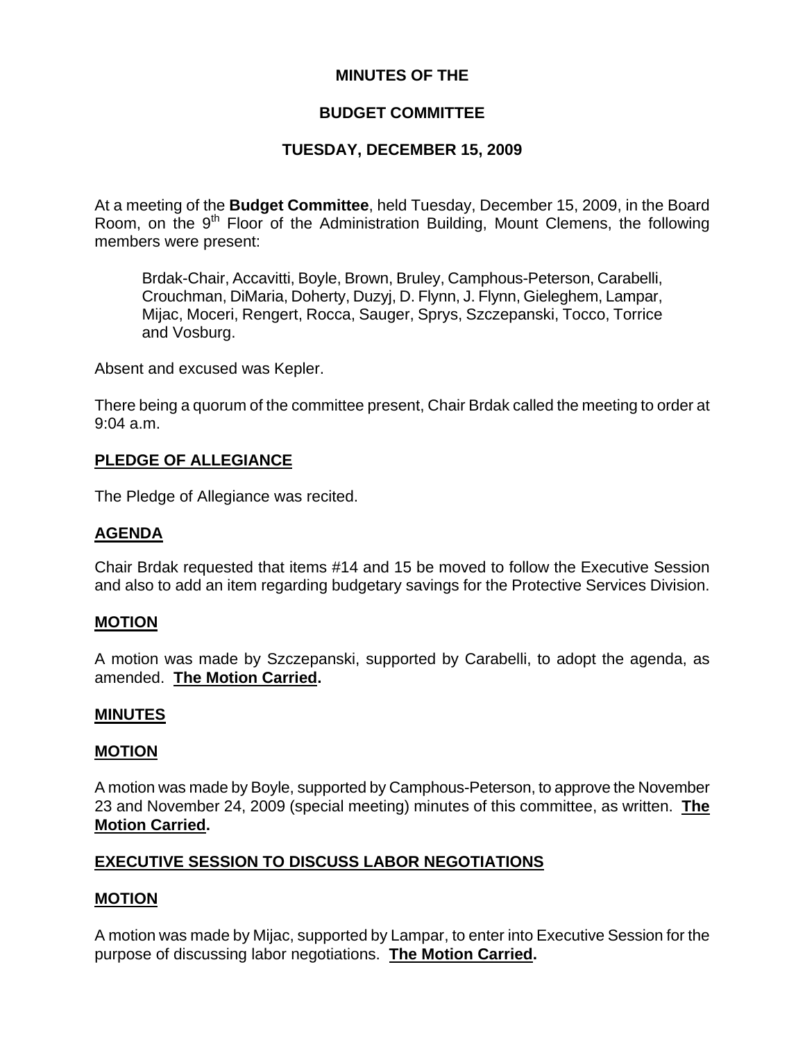# MINUTES OF THE

# BUDGET COMMITTEE

# TUESDAY, DECEMBER 15, 2009

At a meeting of the **Budget Committee**, held Tuesday, December 15, 2009, in the Board Room, on the 9th Floor of the Administration Building, Mount Clemens, the following members were present:

> Brdak-Chair, Accavitti, Boyle, Brown, Bruley, Camphous-Peterson, Carabelli, Crouchman, DiMaria, Doherty, Duzyj, D. Flynn, J. Flynn, Gieleghem, Lampar, Mijac, Moceri, Rengert, Rocca, Sauger, Sprys, Szczepanski, Tocco, Torrice and Vosburg.

Absent and excused was Kepler.

There being a quorum of the committee present, Chair Brdak called the meeting to order at 9:04 a.m.

## PLEDGE OF ALLEGIANCE

The Pledge of Allegiance was recited.

## AGENDA

Chair Brdak requested that items #14 and 15 be moved to follow the Executive Session and also to add an item regarding budgetary savings for the Protective Services Division.

## MOTION

A motion was made by Szczepanski, supported by Carabelli, to adopt the agenda, as amended. **The Motion Carried.**

## MINUTES

## MOTION

A motion was made by Boyle, supported by Camphous-Peterson, to approve the November 23 and November 24, 2009 (special meeting) minutes of this committee, as written. **The Motion Carried.**

## EXECUTIVE SESSION TO DISCUSS LABOR NEGOTIATIONS

## MOTION

A motion was made by Mijac, supported by Lampar, to enter into Executive Session for the purpose of discussing labor negotiations. **The Motion Carried.**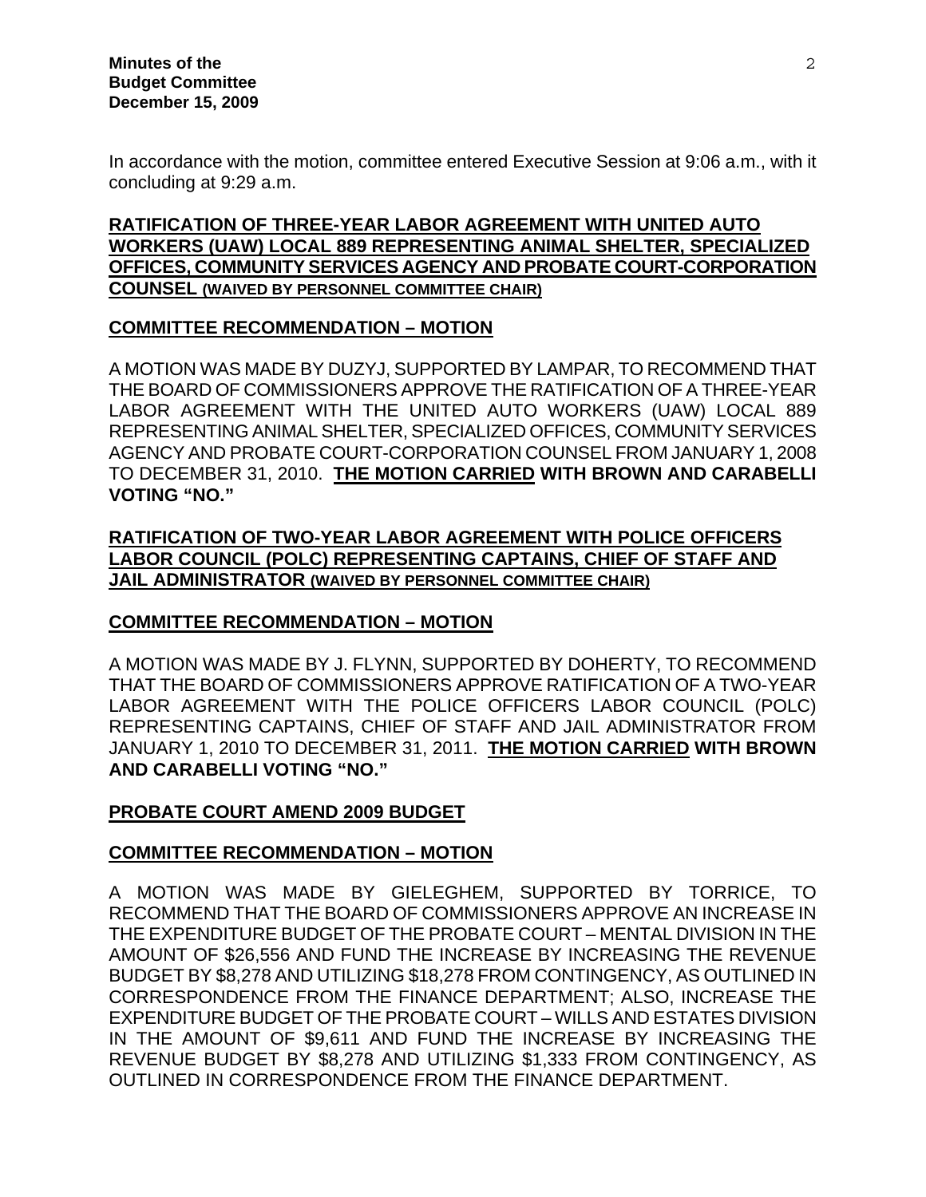In accordance with the motion, committee entered Executive Session at 9:06 a.m., with it concluding at 9:29 a.m.

**RATIFICATION OF THREE-YEAR LABOR AGREEMENT WITH UNITED AUTO WORKERS (UAW) LOCAL 889 REPRESENTING ANIMAL SHELTER, SPECIALIZED OFFICES, COMMUNITY SERVICES AGENCY AND PROBATE COURT-CORPORATION COUNSEL (WAIVED BY PERSONNEL COMMITTEE CHAIR)**

**COMMITTEE RECOMMENDATION – MOTION**

A MOTION WAS MADE BY DUZYJ, SUPPORTED BY LAMPAR, TO RECOMMEND THAT THE BOARD OF COMMISSIONERS APPROVE THE RATIFICATION OF A THREE-YEAR LABOR AGREEMENT WITH THE UNITED AUTO WORKERS (UAW) LOCAL 889 REPRESENTING ANIMAL SHELTER, SPECIALIZED OFFICES, COMMUNITY SERVICES AGENCY AND PROBATE COURT-CORPORATION COUNSEL FROM JANUARY 1, 2008 TO DECEMBER 31, 2010. **THE MOTION CARRIED WITH BROWN AND CARABELLI VOTING "NO."**

**RATIFICATION OF TWO-YEAR LABOR AGREEMENT WITH POLICE OFFICERS LABOR COUNCIL (POLC) REPRESENTING CAPTAINS, CHIEF OF STAFF AND JAIL ADMINISTRATOR (WAIVED BY PERSONNEL COMMITTEE CHAIR)**

**COMMITTEE RECOMMENDATION – MOTION**

A MOTION WAS MADE BY J. FLYNN, SUPPORTED BY DOHERTY, TO RECOMMEND THAT THE BOARD OF COMMISSIONERS APPROVE RATIFICATION OF A TWO-YEAR LABOR AGREEMENT WITH THE POLICE OFFICERS LABOR COUNCIL (POLC) REPRESENTING CAPTAINS, CHIEF OF STAFF AND JAIL ADMINISTRATOR FROM JANUARY 1, 2010 TO DECEMBER 31, 2011. **THE MOTION CARRIED WITH BROWN AND CARABELLI VOTING "NO."**

**PROBATE COURT AMEND 2009 BUDGET**

**COMMITTEE RECOMMENDATION – MOTION**

A MOTION WAS MADE BY GIELEGHEM, SUPPORTED BY TORRICE, TO RECOMMEND THAT THE BOARD OF COMMISSIONERS APPROVE AN INCREASE IN THE EXPENDITURE BUDGET OF THE PROBATE COURT – MENTAL DIVISION IN THE AMOUNT OF $26,556 AND FUND THE INCREASE BY INCREASING THE REVENUE BUDGET BY $8,278 AND UTILIZING $18,278 FROM CONTINGENCY, AS OUTLINED IN CORRESPONDENCE FROM THE FINANCE DEPARTMENT; ALSO, INCREASE THE EXPENDITURE BUDGET OF THE PROBATE COURT – WILLS AND ESTATES DIVISION IN THE AMOUNT OF $9,611 AND FUND THE INCREASE BY INCREASING THE REVENUE BUDGET BY $8,278 AND UTILIZING $1,333 FROM CONTINGENCY, AS OUTLINED IN CORRESPONDENCE FROM THE FINANCE DEPARTMENT.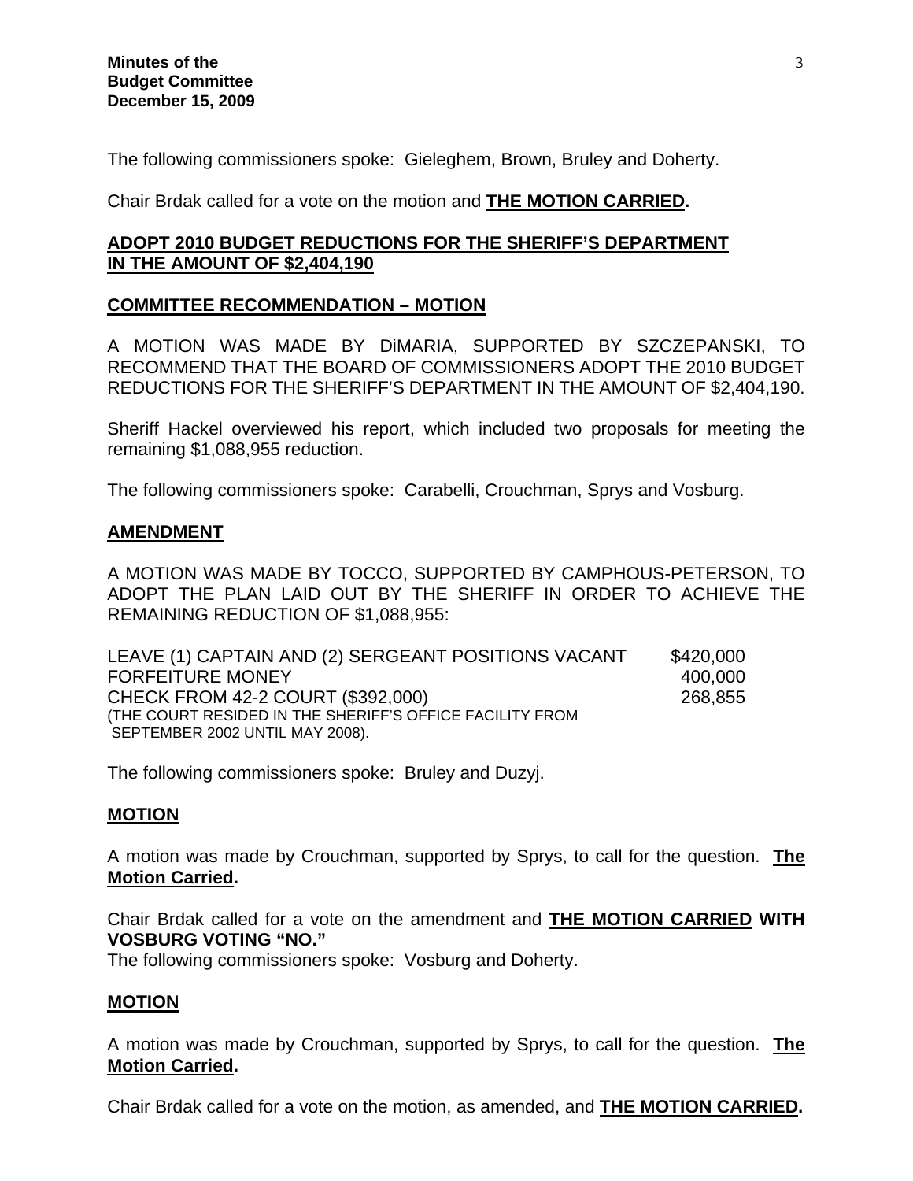The following commissioners spoke: Gieleghem, Brown, Bruley and Doherty.

Chair Brdak called for a vote on the motion and **THE MOTION CARRIED.**

**ADOPT 2010 BUDGET REDUCTIONS FOR THE SHERIFF'S DEPARTMENT IN THE AMOUNT OF $2,404,190**

**COMMITTEE RECOMMENDATION – MOTION**

A MOTION WAS MADE BY DiMARIA, SUPPORTED BY SZCZEPANSKI, TO RECOMMEND THAT THE BOARD OF COMMISSIONERS ADOPT THE 2010 BUDGET REDUCTIONS FOR THE SHERIFF'S DEPARTMENT IN THE AMOUNT OF $2,404,190.

Sheriff Hackel overviewed his report, which included two proposals for meeting the remaining $1,088,955 reduction.

The following commissioners spoke: Carabelli, Crouchman, Sprys and Vosburg.

**AMENDMENT**

A MOTION WAS MADE BY TOCCO, SUPPORTED BY CAMPHOUS-PETERSON, TO ADOPT THE PLAN LAID OUT BY THE SHERIFF IN ORDER TO ACHIEVE THE REMAINING REDUCTION OF $1,088,955:

| | |
|---|---|
| LEAVE (1) CAPTAIN AND (2) SERGEANT POSITIONS VACANT | $420,000 |
| FORFEITURE MONEY | 400,000 |
| CHECK FROM 42-2 COURT ($392,000) (THE COURT RESIDED IN THE SHERIFF'S OFFICE FACILITY FROM SEPTEMBER 2002 UNTIL MAY 2008). | 268,855 |

The following commissioners spoke: Bruley and Duzyj.

**MOTION**

A motion was made by Crouchman, supported by Sprys, to call for the question. **The Motion Carried.**

Chair Brdak called for a vote on the amendment and **THE MOTION CARRIED WITH VOSBURG VOTING "NO."**

The following commissioners spoke: Vosburg and Doherty.

**MOTION**

A motion was made by Crouchman, supported by Sprys, to call for the question. **The Motion Carried.**

Chair Brdak called for a vote on the motion, as amended, and **THE MOTION CARRIED.**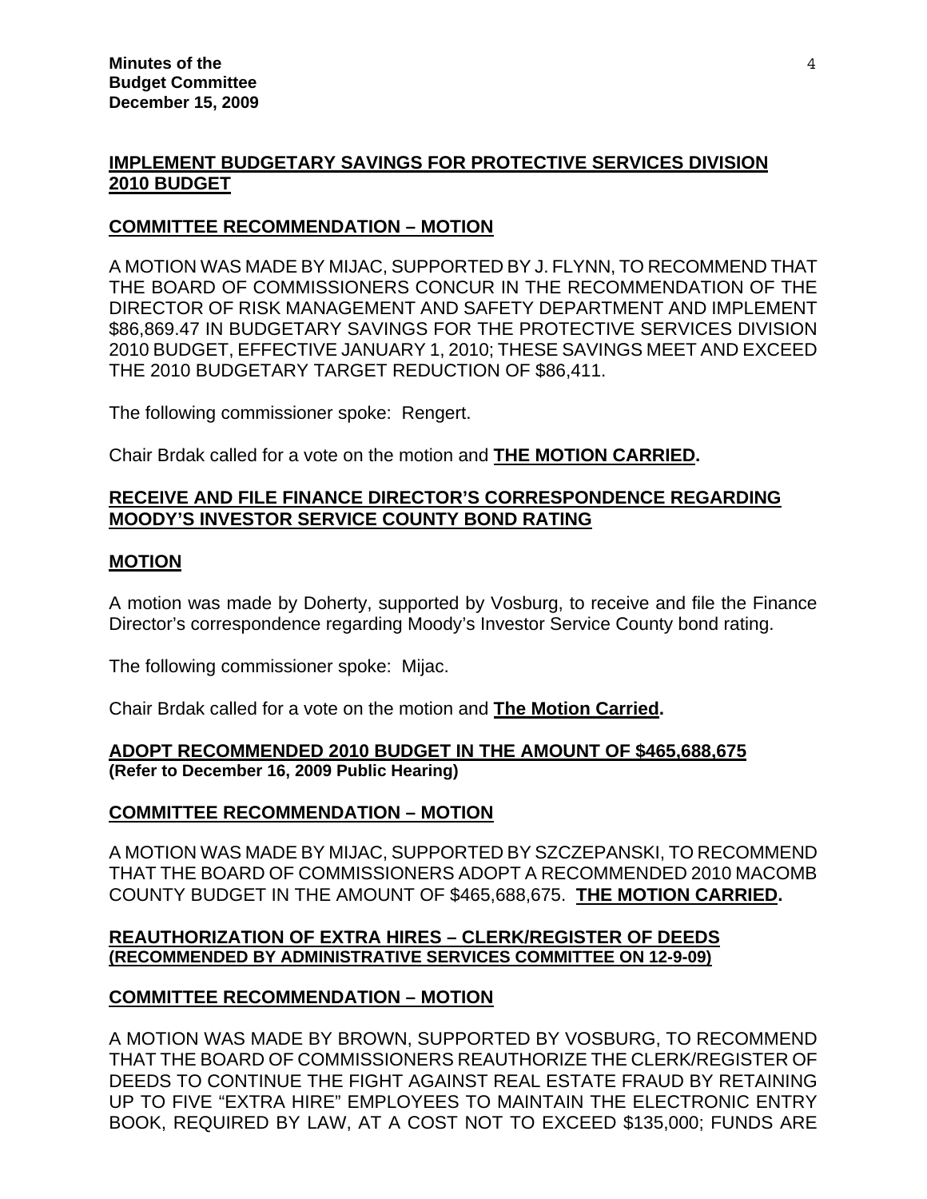## IMPLEMENT BUDGETARY SAVINGS FOR PROTECTIVE SERVICES DIVISION 2010 BUDGET

### COMMITTEE RECOMMENDATION – MOTION

A MOTION WAS MADE BY MIJAC, SUPPORTED BY J. FLYNN, TO RECOMMEND THAT THE BOARD OF COMMISSIONERS CONCUR IN THE RECOMMENDATION OF THE DIRECTOR OF RISK MANAGEMENT AND SAFETY DEPARTMENT AND IMPLEMENT $86,869.47 IN BUDGETARY SAVINGS FOR THE PROTECTIVE SERVICES DIVISION 2010 BUDGET, EFFECTIVE JANUARY 1, 2010; THESE SAVINGS MEET AND EXCEED THE 2010 BUDGETARY TARGET REDUCTION OF $86,411.

The following commissioner spoke: Rengert.

Chair Brdak called for a vote on the motion and **THE MOTION CARRIED.**

## RECEIVE AND FILE FINANCE DIRECTOR'S CORRESPONDENCE REGARDING MOODY'S INVESTOR SERVICE COUNTY BOND RATING

### MOTION

A motion was made by Doherty, supported by Vosburg, to receive and file the Finance Director's correspondence regarding Moody's Investor Service County bond rating.

The following commissioner spoke: Mijac.

Chair Brdak called for a vote on the motion and **The Motion Carried.**

## ADOPT RECOMMENDED 2010 BUDGET IN THE AMOUNT OF $465,688,675
**(Refer to December 16, 2009 Public Hearing)**

### COMMITTEE RECOMMENDATION – MOTION

A MOTION WAS MADE BY MIJAC, SUPPORTED BY SZCZEPANSKI, TO RECOMMEND THAT THE BOARD OF COMMISSIONERS ADOPT A RECOMMENDED 2010 MACOMB COUNTY BUDGET IN THE AMOUNT OF $465,688,675. **THE MOTION CARRIED.**

## REAUTHORIZATION OF EXTRA HIRES – CLERK/REGISTER OF DEEDS
**(RECOMMENDED BY ADMINISTRATIVE SERVICES COMMITTEE ON 12-9-09)**

### COMMITTEE RECOMMENDATION – MOTION

A MOTION WAS MADE BY BROWN, SUPPORTED BY VOSBURG, TO RECOMMEND THAT THE BOARD OF COMMISSIONERS REAUTHORIZE THE CLERK/REGISTER OF DEEDS TO CONTINUE THE FIGHT AGAINST REAL ESTATE FRAUD BY RETAINING UP TO FIVE "EXTRA HIRE" EMPLOYEES TO MAINTAIN THE ELECTRONIC ENTRY BOOK, REQUIRED BY LAW, AT A COST NOT TO EXCEED $135,000; FUNDS ARE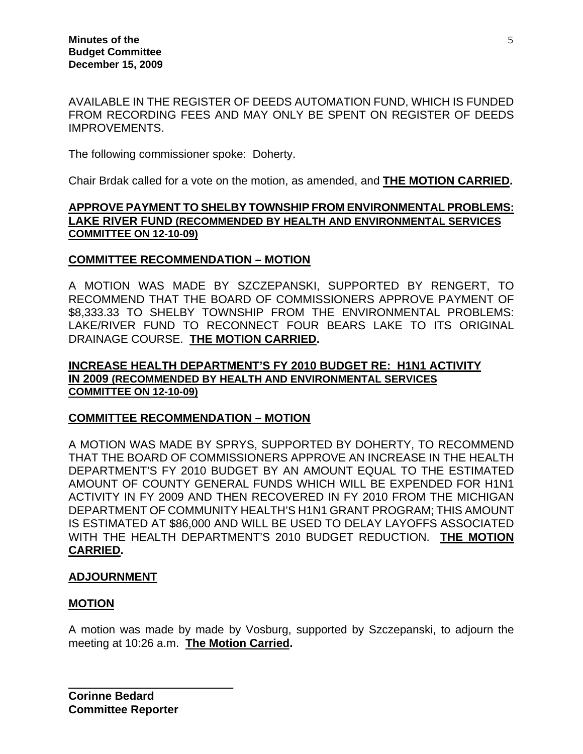AVAILABLE IN THE REGISTER OF DEEDS AUTOMATION FUND, WHICH IS FUNDED FROM RECORDING FEES AND MAY ONLY BE SPENT ON REGISTER OF DEEDS IMPROVEMENTS.

The following commissioner spoke: Doherty.

Chair Brdak called for a vote on the motion, as amended, and **THE MOTION CARRIED.**

**APPROVE PAYMENT TO SHELBY TOWNSHIP FROM ENVIRONMENTAL PROBLEMS: LAKE RIVER FUND (RECOMMENDED BY HEALTH AND ENVIRONMENTAL SERVICES COMMITTEE ON 12-10-09)**

**COMMITTEE RECOMMENDATION – MOTION**

A MOTION WAS MADE BY SZCZEPANSKI, SUPPORTED BY RENGERT, TO RECOMMEND THAT THE BOARD OF COMMISSIONERS APPROVE PAYMENT OF $8,333.33 TO SHELBY TOWNSHIP FROM THE ENVIRONMENTAL PROBLEMS: LAKE/RIVER FUND TO RECONNECT FOUR BEARS LAKE TO ITS ORIGINAL DRAINAGE COURSE. **THE MOTION CARRIED.**

**INCREASE HEALTH DEPARTMENT'S FY 2010 BUDGET RE: H1N1 ACTIVITY IN 2009 (RECOMMENDED BY HEALTH AND ENVIRONMENTAL SERVICES COMMITTEE ON 12-10-09)**

**COMMITTEE RECOMMENDATION – MOTION**

A MOTION WAS MADE BY SPRYS, SUPPORTED BY DOHERTY, TO RECOMMEND THAT THE BOARD OF COMMISSIONERS APPROVE AN INCREASE IN THE HEALTH DEPARTMENT'S FY 2010 BUDGET BY AN AMOUNT EQUAL TO THE ESTIMATED AMOUNT OF COUNTY GENERAL FUNDS WHICH WILL BE EXPENDED FOR H1N1 ACTIVITY IN FY 2009 AND THEN RECOVERED IN FY 2010 FROM THE MICHIGAN DEPARTMENT OF COMMUNITY HEALTH'S H1N1 GRANT PROGRAM; THIS AMOUNT IS ESTIMATED AT $86,000 AND WILL BE USED TO DELAY LAYOFFS ASSOCIATED WITH THE HEALTH DEPARTMENT'S 2010 BUDGET REDUCTION. **THE MOTION CARRIED.**

**ADJOURNMENT**

**MOTION**

A motion was made by made by Vosburg, supported by Szczepanski, to adjourn the meeting at 10:26 a.m. **The Motion Carried.**

**Corinne Bedard**
**Committee Reporter**